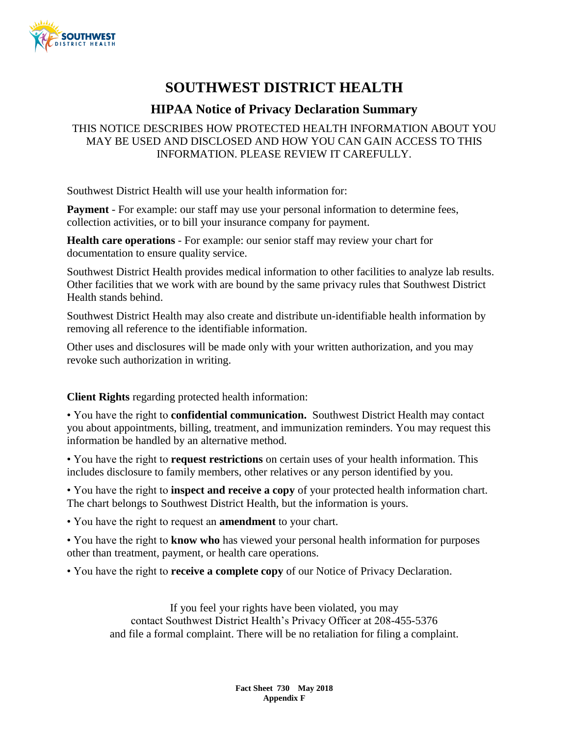# SOUTHWEST DISTRICT HEALTH

## HIPAA Notice of Privacy Declaration Summary

THIS NOTICE DESCRIBES HOW PROTECTED HEALTH INFORMATION ABOUT YOU MAY BE USED AND DISCLOSED AND HOW YOU CAN GAIN ACCESS TO THIS INFORMATION. PLEASE REVIEW IT CAREFULLY.

Southwest District Health will use your health information for:

**Payment** - For example: our staff may use your personal information to determine fees, collection activities, or to bill your insurance company for payment.

**Health care operations** - For example: our senior staff may review your chart for documentation to ensure quality service.

Southwest District Health provides medical information to other facilities to analyze lab results. Other facilities that we work with are bound by the same privacy rules that Southwest District Health stands behind.

Southwest District Health may also create and distribute un-identifiable health information by removing all reference to the identifiable information.

Other uses and disclosures will be made only with your written authorization, and you may revoke such authorization in writing.

**Client Rights** regarding protected health information:

• You have the right to **confidential communication.** Southwest District Health may contact you about appointments, billing, treatment, and immunization reminders. You may request this information be handled by an alternative method.

• You have the right to **request restrictions** on certain uses of your health information. This includes disclosure to family members, other relatives or any person identified by you.

• You have the right to **inspect and receive a copy** of your protected health information chart. The chart belongs to Southwest District Health, but the information is yours.

• You have the right to request an **amendment** to your chart.

• You have the right to **know who** has viewed your personal health information for purposes other than treatment, payment, or health care operations.

• You have the right to **receive a complete copy** of our Notice of Privacy Declaration.

If you feel your rights have been violated, you may contact Southwest District Health's Privacy Officer at 208-455-5376 and file a formal complaint. There will be no retaliation for filing a complaint.

**Fact Sheet 730 May 2018**
**Appendix F**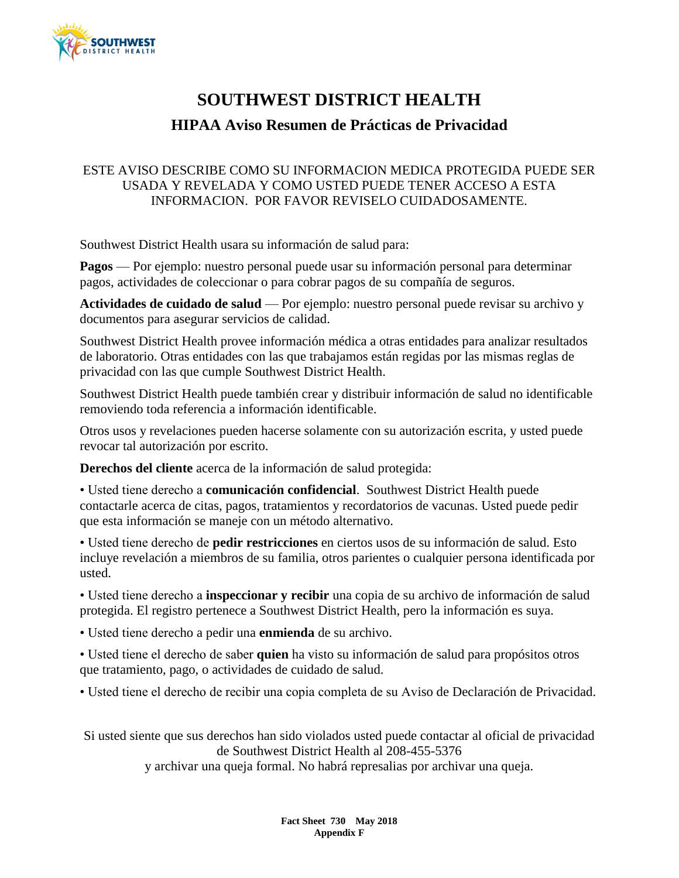# SOUTHWEST DISTRICT HEALTH

## HIPAA Aviso Resumen de Prácticas de Privacidad

ESTE AVISO DESCRIBE COMO SU INFORMACION MEDICA PROTEGIDA PUEDE SER USADA Y REVELADA Y COMO USTED PUEDE TENER ACCESO A ESTA INFORMACION. POR FAVOR REVISELO CUIDADOSAMENTE.

Southwest District Health usara su información de salud para:

**Pagos** — Por ejemplo: nuestro personal puede usar su información personal para determinar pagos, actividades de coleccionar o para cobrar pagos de su compañía de seguros.

**Actividades de cuidado de salud** — Por ejemplo: nuestro personal puede revisar su archivo y documentos para asegurar servicios de calidad.

Southwest District Health provee información médica a otras entidades para analizar resultados de laboratorio. Otras entidades con las que trabajamos están regidas por las mismas reglas de privacidad con las que cumple Southwest District Health.

Southwest District Health puede también crear y distribuir información de salud no identificable removiendo toda referencia a información identificable.

Otros usos y revelaciones pueden hacerse solamente con su autorización escrita, y usted puede revocar tal autorización por escrito.

**Derechos del cliente** acerca de la información de salud protegida:

• Usted tiene derecho a **comunicación confidencial**. Southwest District Health puede contactarle acerca de citas, pagos, tratamientos y recordatorios de vacunas. Usted puede pedir que esta información se maneje con un método alternativo.

• Usted tiene derecho de **pedir restricciones** en ciertos usos de su información de salud. Esto incluye revelación a miembros de su familia, otros parientes o cualquier persona identificada por usted.

• Usted tiene derecho a **inspeccionar y recibir** una copia de su archivo de información de salud protegida. El registro pertenece a Southwest District Health, pero la información es suya.

• Usted tiene derecho a pedir una **enmienda** de su archivo.

• Usted tiene el derecho de saber **quien** ha visto su información de salud para propósitos otros que tratamiento, pago, o actividades de cuidado de salud.

• Usted tiene el derecho de recibir una copia completa de su Aviso de Declaración de Privacidad.

Si usted siente que sus derechos han sido violados usted puede contactar al oficial de privacidad de Southwest District Health al 208-455-5376 y archivar una queja formal. No habrá represalias por archivar una queja.

**Fact Sheet 730 May 2018**
**Appendix F**